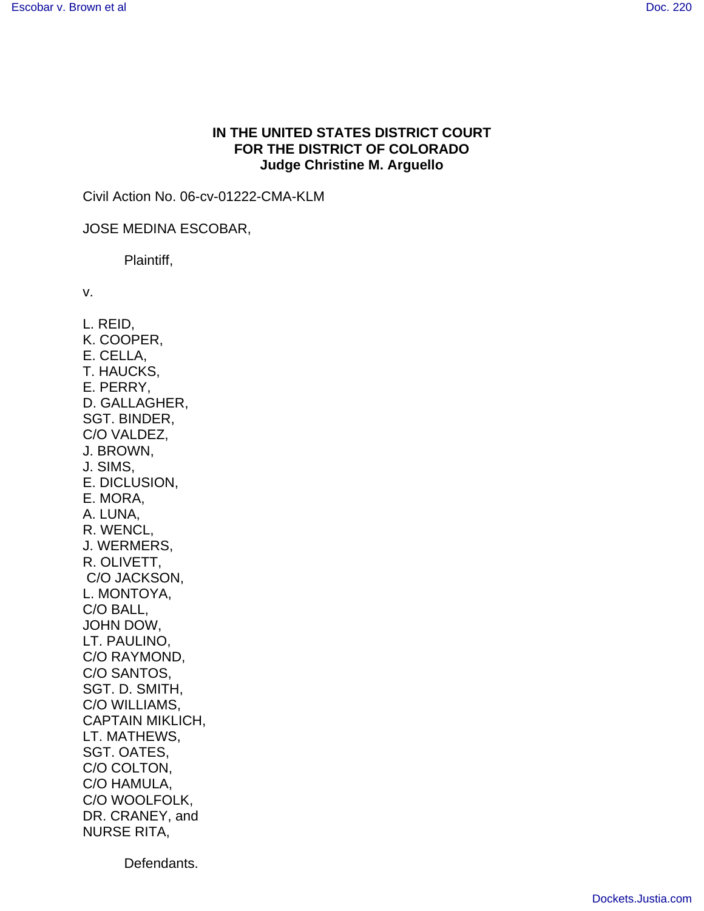**IN THE UNITED STATES DISTRICT COURT**
**FOR THE DISTRICT OF COLORADO**
**Judge Christine M. Arguello**

Civil Action No. 06-cv-01222-CMA-KLM

JOSE MEDINA ESCOBAR,

Plaintiff,

v.

L. REID,
K. COOPER,
E. CELLA,
T. HAUCKS,
E. PERRY,
D. GALLAGHER,
SGT. BINDER,
C/O VALDEZ,
J. BROWN,
J. SIMS,
E. DICLUSION,
E. MORA,
A. LUNA,
R. WENCL,
J. WERMERS,
R. OLIVETT,
C/O JACKSON,
L. MONTOYA,
C/O BALL,
JOHN DOW,
LT. PAULINO,
C/O RAYMOND,
C/O SANTOS,
SGT. D. SMITH,
C/O WILLIAMS,
CAPTAIN MIKLICH,
LT. MATHEWS,
SGT. OATES,
C/O COLTON,
C/O HAMULA,
C/O WOOLFOLK,
DR. CRANEY, and
NURSE RITA,

Defendants.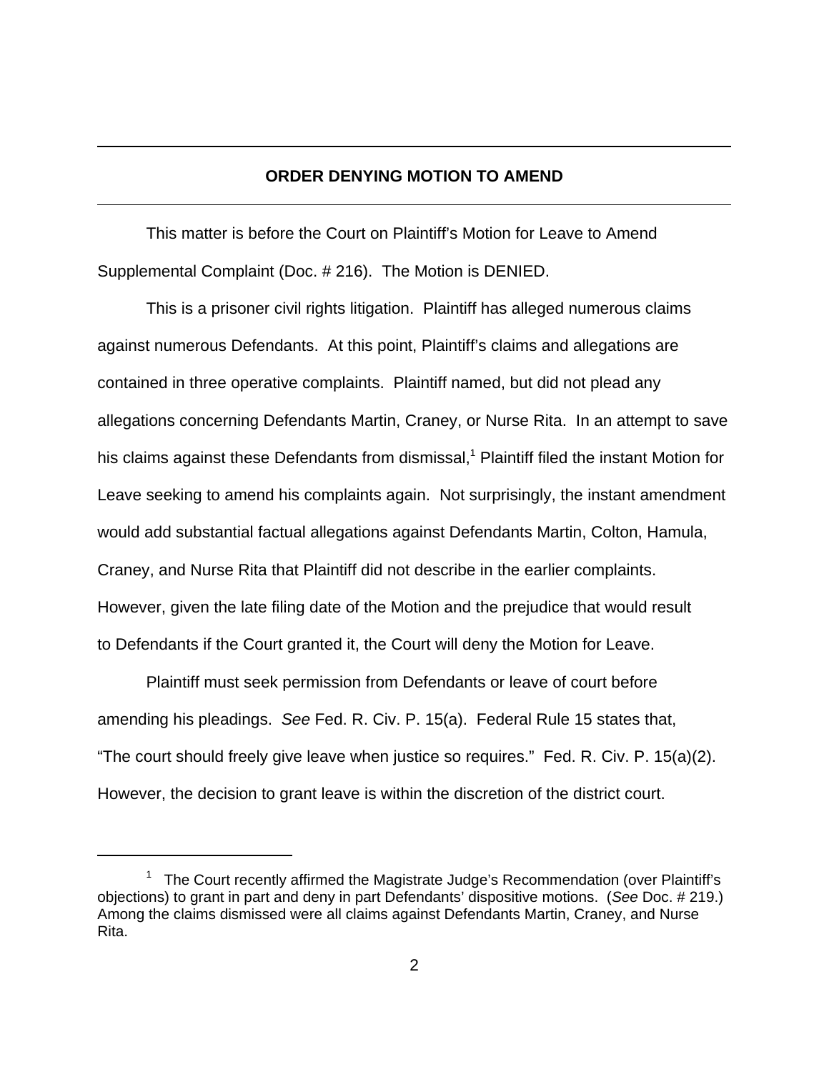## ORDER DENYING MOTION TO AMEND

This matter is before the Court on Plaintiff's Motion for Leave to Amend Supplemental Complaint (Doc. # 216). The Motion is DENIED.

This is a prisoner civil rights litigation. Plaintiff has alleged numerous claims against numerous Defendants. At this point, Plaintiff's claims and allegations are contained in three operative complaints. Plaintiff named, but did not plead any allegations concerning Defendants Martin, Craney, or Nurse Rita. In an attempt to save his claims against these Defendants from dismissal,[1] Plaintiff filed the instant Motion for Leave seeking to amend his complaints again. Not surprisingly, the instant amendment would add substantial factual allegations against Defendants Martin, Colton, Hamula, Craney, and Nurse Rita that Plaintiff did not describe in the earlier complaints. However, given the late filing date of the Motion and the prejudice that would result to Defendants if the Court granted it, the Court will deny the Motion for Leave.

Plaintiff must seek permission from Defendants or leave of court before amending his pleadings. *See* Fed. R. Civ. P. 15(a). Federal Rule 15 states that, "The court should freely give leave when justice so requires." Fed. R. Civ. P. 15(a)(2). However, the decision to grant leave is within the discretion of the district court.

---

[1] The Court recently affirmed the Magistrate Judge's Recommendation (over Plaintiff's objections) to grant in part and deny in part Defendants' dispositive motions. (*See* Doc. # 219.) Among the claims dismissed were all claims against Defendants Martin, Craney, and Nurse Rita.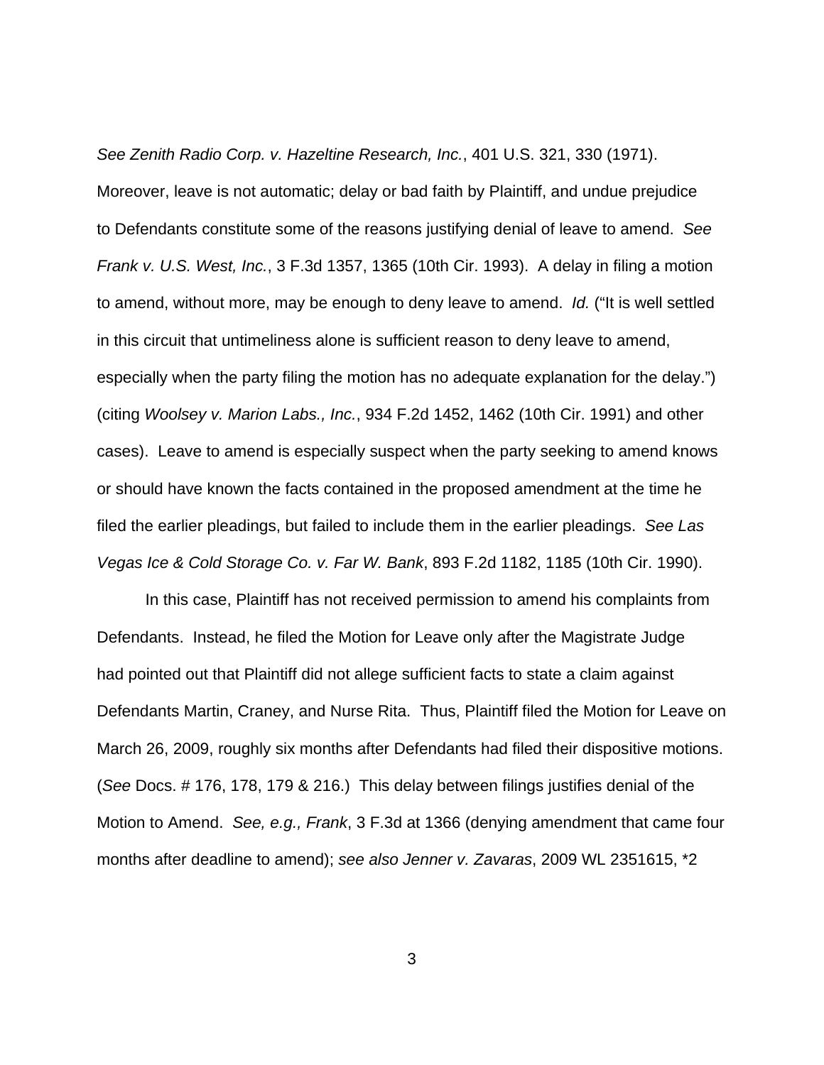*See Zenith Radio Corp. v. Hazeltine Research, Inc.*, 401 U.S. 321, 330 (1971). Moreover, leave is not automatic; delay or bad faith by Plaintiff, and undue prejudice to Defendants constitute some of the reasons justifying denial of leave to amend. *See Frank v. U.S. West, Inc.*, 3 F.3d 1357, 1365 (10th Cir. 1993). A delay in filing a motion to amend, without more, may be enough to deny leave to amend. *Id.* ("It is well settled in this circuit that untimeliness alone is sufficient reason to deny leave to amend, especially when the party filing the motion has no adequate explanation for the delay.") (citing *Woolsey v. Marion Labs., Inc.*, 934 F.2d 1452, 1462 (10th Cir. 1991) and other cases). Leave to amend is especially suspect when the party seeking to amend knows or should have known the facts contained in the proposed amendment at the time he filed the earlier pleadings, but failed to include them in the earlier pleadings. *See Las Vegas Ice & Cold Storage Co. v. Far W. Bank*, 893 F.2d 1182, 1185 (10th Cir. 1990).

In this case, Plaintiff has not received permission to amend his complaints from Defendants. Instead, he filed the Motion for Leave only after the Magistrate Judge had pointed out that Plaintiff did not allege sufficient facts to state a claim against Defendants Martin, Craney, and Nurse Rita. Thus, Plaintiff filed the Motion for Leave on March 26, 2009, roughly six months after Defendants had filed their dispositive motions. (*See* Docs. # 176, 178, 179 & 216.) This delay between filings justifies denial of the Motion to Amend. *See, e.g., Frank*, 3 F.3d at 1366 (denying amendment that came four months after deadline to amend); *see also Jenner v. Zavaras*, 2009 WL 2351615, *2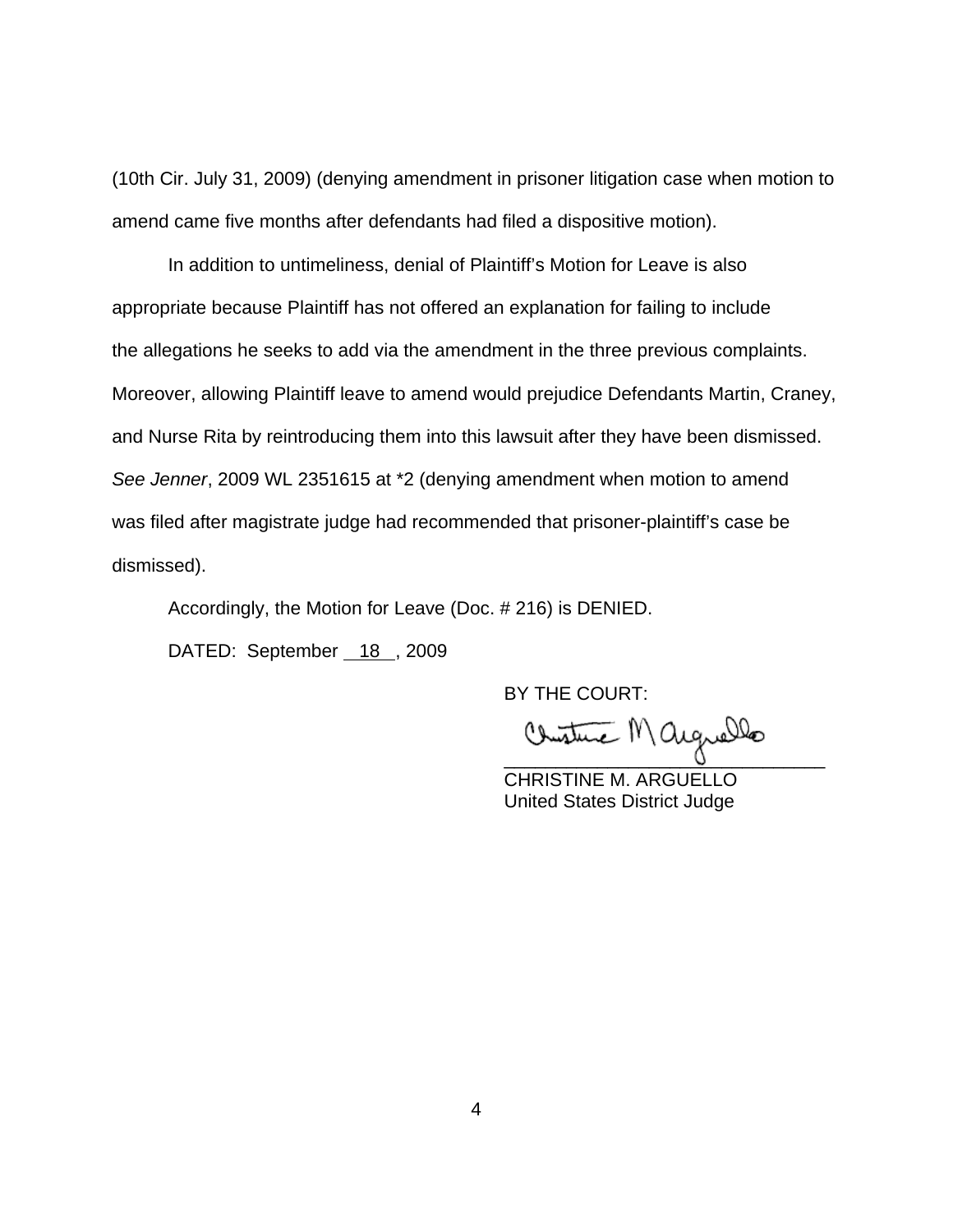(10th Cir. July 31, 2009) (denying amendment in prisoner litigation case when motion to amend came five months after defendants had filed a dispositive motion).

In addition to untimeliness, denial of Plaintiff's Motion for Leave is also appropriate because Plaintiff has not offered an explanation for failing to include the allegations he seeks to add via the amendment in the three previous complaints. Moreover, allowing Plaintiff leave to amend would prejudice Defendants Martin, Craney, and Nurse Rita by reintroducing them into this lawsuit after they have been dismissed. *See Jenner*, 2009 WL 2351615 at *2 (denying amendment when motion to amend was filed after magistrate judge had recommended that prisoner-plaintiff's case be dismissed).

Accordingly, the Motion for Leave (Doc. # 216) is DENIED.

DATED: September 18, 2009

BY THE COURT:

_______________________________
CHRISTINE M. ARGUELLO
United States District Judge